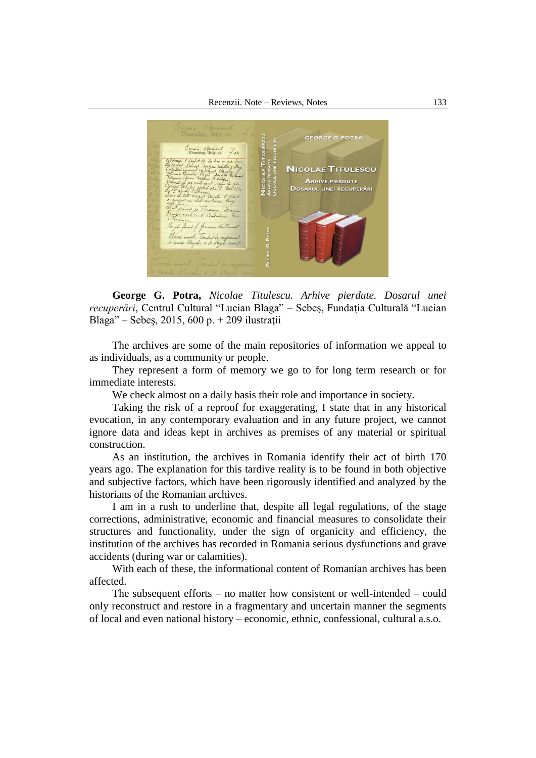**George G. Potra,** *Nicolae Titulescu. Arhive pierdute. Dosarul unei recuperări*, Centrul Cultural "Lucian Blaga" – Sebeş, Fundaţia Culturală "Lucian Blaga" – Sebeş, 2015, 600 p. + 209 ilustraţii

The archives are some of the main repositories of information we appeal to as individuals, as a community or people.

They represent a form of memory we go to for long term research or for immediate interests.

We check almost on a daily basis their role and importance in society.

Taking the risk of a reproof for exaggerating, I state that in any historical evocation, in any contemporary evaluation and in any future project, we cannot ignore data and ideas kept in archives as premises of any material or spiritual construction.

As an institution, the archives in Romania identify their act of birth 170 years ago. The explanation for this tardive reality is to be found in both objective and subjective factors, which have been rigorously identified and analyzed by the historians of the Romanian archives.

I am in a rush to underline that, despite all legal regulations, of the stage corrections, administrative, economic and financial measures to consolidate their structures and functionality, under the sign of organicity and efficiency, the institution of the archives has recorded in Romania serious dysfunctions and grave accidents (during war or calamities).

With each of these, the informational content of Romanian archives has been affected.

The subsequent efforts – no matter how consistent or well-intended – could only reconstruct and restore in a fragmentary and uncertain manner the segments of local and even national history – economic, ethnic, confessional, cultural a.s.o.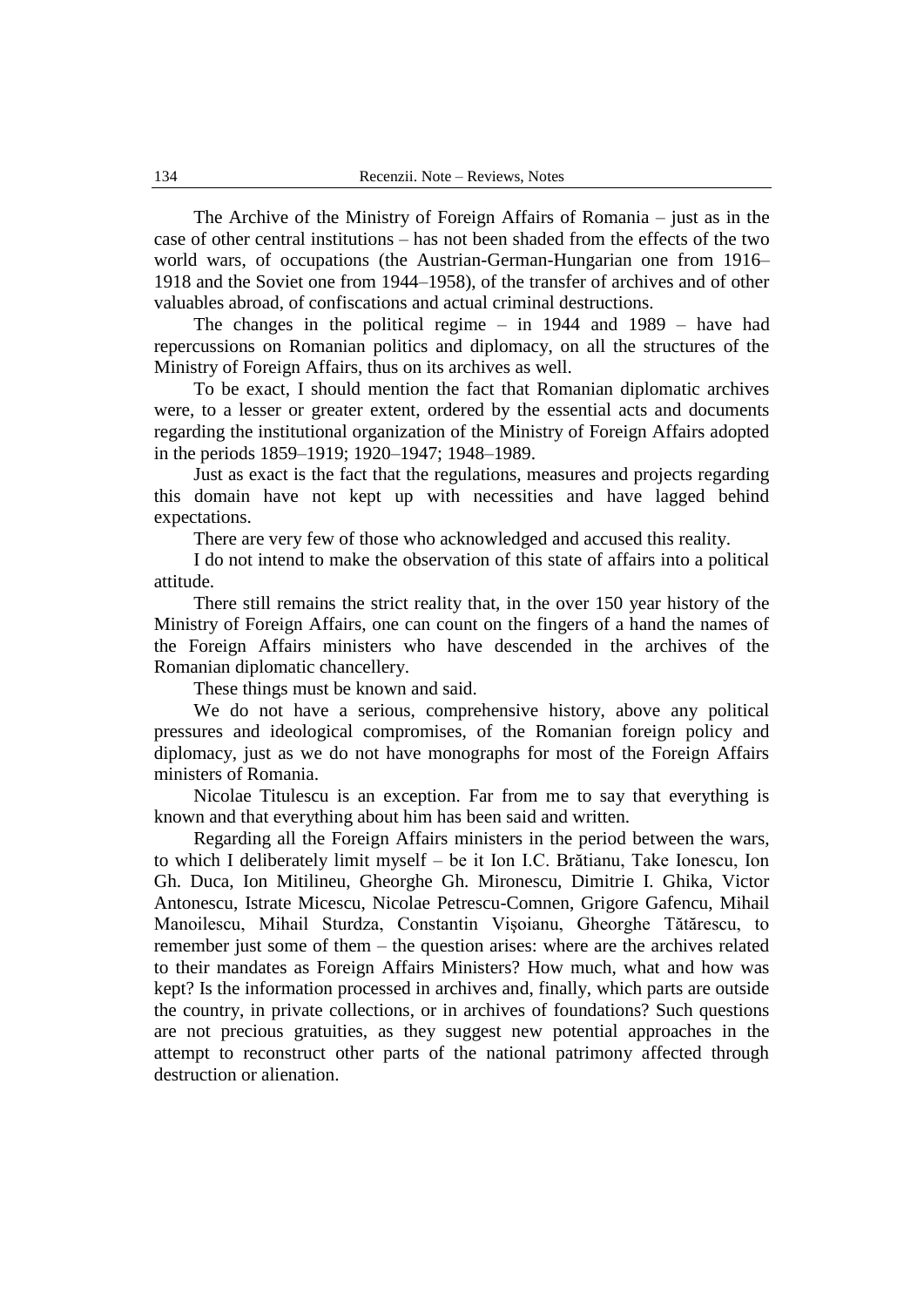The Archive of the Ministry of Foreign Affairs of Romania – just as in the case of other central institutions – has not been shaded from the effects of the two world wars, of occupations (the Austrian-German-Hungarian one from 1916–1918 and the Soviet one from 1944–1958), of the transfer of archives and of other valuables abroad, of confiscations and actual criminal destructions.

The changes in the political regime – in 1944 and 1989 – have had repercussions on Romanian politics and diplomacy, on all the structures of the Ministry of Foreign Affairs, thus on its archives as well.

To be exact, I should mention the fact that Romanian diplomatic archives were, to a lesser or greater extent, ordered by the essential acts and documents regarding the institutional organization of the Ministry of Foreign Affairs adopted in the periods 1859–1919; 1920–1947; 1948–1989.

Just as exact is the fact that the regulations, measures and projects regarding this domain have not kept up with necessities and have lagged behind expectations.

There are very few of those who acknowledged and accused this reality.

I do not intend to make the observation of this state of affairs into a political attitude.

There still remains the strict reality that, in the over 150 year history of the Ministry of Foreign Affairs, one can count on the fingers of a hand the names of the Foreign Affairs ministers who have descended in the archives of the Romanian diplomatic chancellery.

These things must be known and said.

We do not have a serious, comprehensive history, above any political pressures and ideological compromises, of the Romanian foreign policy and diplomacy, just as we do not have monographs for most of the Foreign Affairs ministers of Romania.

Nicolae Titulescu is an exception. Far from me to say that everything is known and that everything about him has been said and written.

Regarding all the Foreign Affairs ministers in the period between the wars, to which I deliberately limit myself – be it Ion I.C. Brătianu, Take Ionescu, Ion Gh. Duca, Ion Mitilineu, Gheorghe Gh. Mironescu, Dimitrie I. Ghika, Victor Antonescu, Istrate Micescu, Nicolae Petrescu-Comnen, Grigore Gafencu, Mihail Manoilescu, Mihail Sturdza, Constantin Vişoianu, Gheorghe Tătărescu, to remember just some of them – the question arises: where are the archives related to their mandates as Foreign Affairs Ministers? How much, what and how was kept? Is the information processed in archives and, finally, which parts are outside the country, in private collections, or in archives of foundations? Such questions are not precious gratuities, as they suggest new potential approaches in the attempt to reconstruct other parts of the national patrimony affected through destruction or alienation.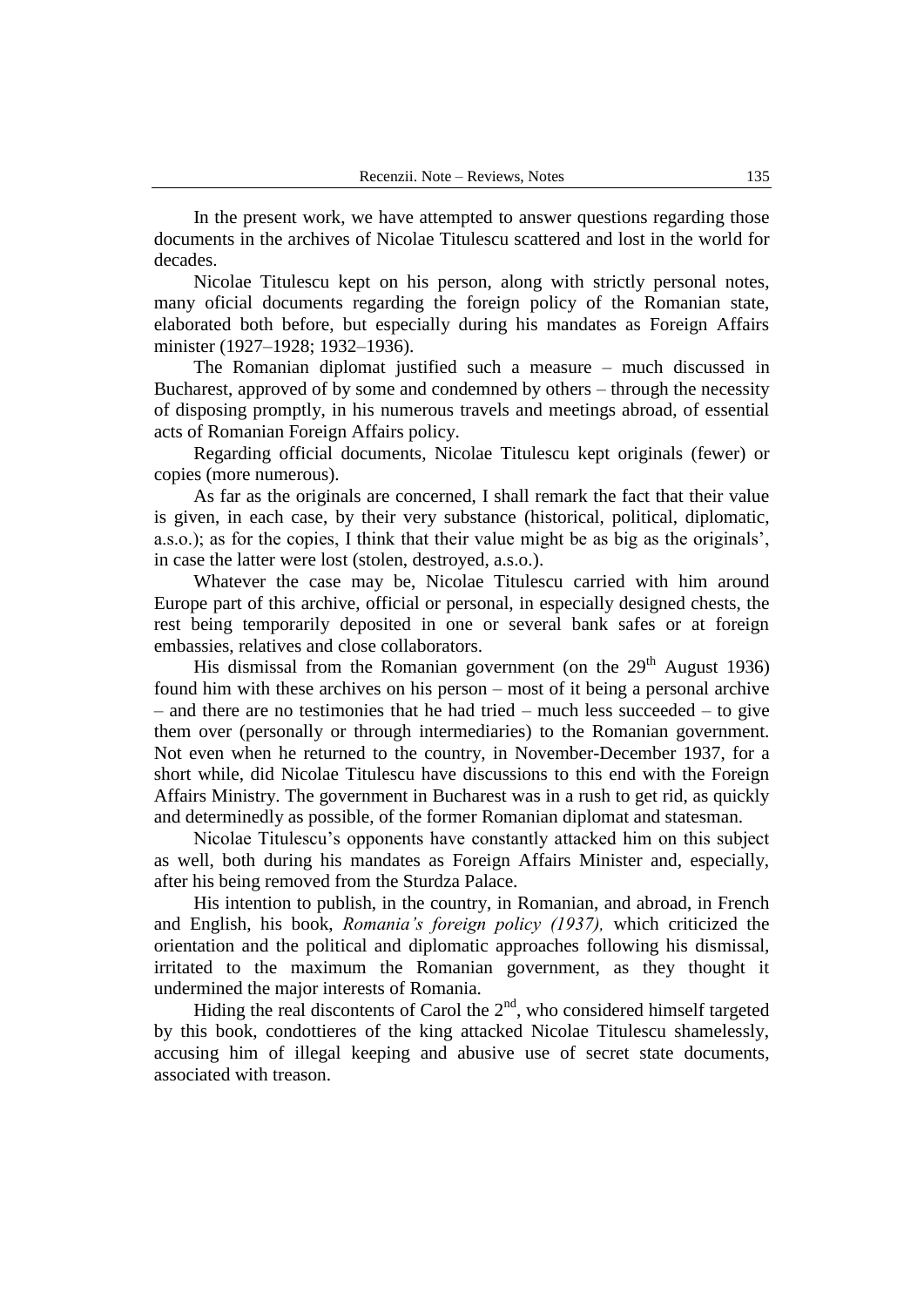In the present work, we have attempted to answer questions regarding those documents in the archives of Nicolae Titulescu scattered and lost in the world for decades.

Nicolae Titulescu kept on his person, along with strictly personal notes, many oficial documents regarding the foreign policy of the Romanian state, elaborated both before, but especially during his mandates as Foreign Affairs minister (1927–1928; 1932–1936).

The Romanian diplomat justified such a measure – much discussed in Bucharest, approved of by some and condemned by others – through the necessity of disposing promptly, in his numerous travels and meetings abroad, of essential acts of Romanian Foreign Affairs policy.

Regarding official documents, Nicolae Titulescu kept originals (fewer) or copies (more numerous).

As far as the originals are concerned, I shall remark the fact that their value is given, in each case, by their very substance (historical, political, diplomatic, a.s.o.); as for the copies, I think that their value might be as big as the originals', in case the latter were lost (stolen, destroyed, a.s.o.).

Whatever the case may be, Nicolae Titulescu carried with him around Europe part of this archive, official or personal, in especially designed chests, the rest being temporarily deposited in one or several bank safes or at foreign embassies, relatives and close collaborators.

His dismissal from the Romanian government (on the 29th August 1936) found him with these archives on his person – most of it being a personal archive – and there are no testimonies that he had tried – much less succeeded – to give them over (personally or through intermediaries) to the Romanian government. Not even when he returned to the country, in November-December 1937, for a short while, did Nicolae Titulescu have discussions to this end with the Foreign Affairs Ministry. The government in Bucharest was in a rush to get rid, as quickly and determinedly as possible, of the former Romanian diplomat and statesman.

Nicolae Titulescu's opponents have constantly attacked him on this subject as well, both during his mandates as Foreign Affairs Minister and, especially, after his being removed from the Sturdza Palace.

His intention to publish, in the country, in Romanian, and abroad, in French and English, his book, *Romania's foreign policy (1937),* which criticized the orientation and the political and diplomatic approaches following his dismissal, irritated to the maximum the Romanian government, as they thought it undermined the major interests of Romania.

Hiding the real discontents of Carol the 2nd, who considered himself targeted by this book, condottieres of the king attacked Nicolae Titulescu shamelessly, accusing him of illegal keeping and abusive use of secret state documents, associated with treason.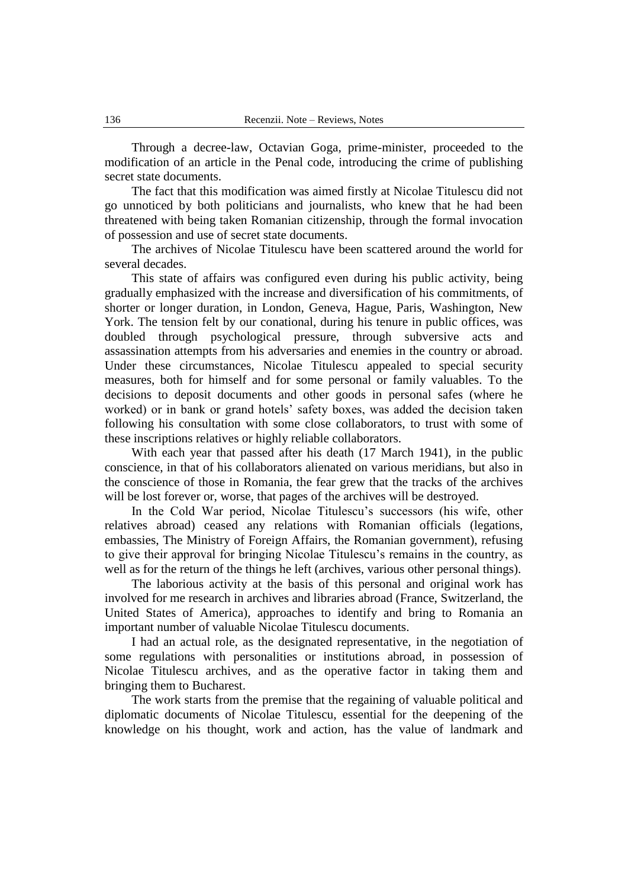Through a decree-law, Octavian Goga, prime-minister, proceeded to the modification of an article in the Penal code, introducing the crime of publishing secret state documents.

The fact that this modification was aimed firstly at Nicolae Titulescu did not go unnoticed by both politicians and journalists, who knew that he had been threatened with being taken Romanian citizenship, through the formal invocation of possession and use of secret state documents.

The archives of Nicolae Titulescu have been scattered around the world for several decades.

This state of affairs was configured even during his public activity, being gradually emphasized with the increase and diversification of his commitments, of shorter or longer duration, in London, Geneva, Hague, Paris, Washington, New York. The tension felt by our conational, during his tenure in public offices, was doubled through psychological pressure, through subversive acts and assassination attempts from his adversaries and enemies in the country or abroad. Under these circumstances, Nicolae Titulescu appealed to special security measures, both for himself and for some personal or family valuables. To the decisions to deposit documents and other goods in personal safes (where he worked) or in bank or grand hotels' safety boxes, was added the decision taken following his consultation with some close collaborators, to trust with some of these inscriptions relatives or highly reliable collaborators.

With each year that passed after his death (17 March 1941), in the public conscience, in that of his collaborators alienated on various meridians, but also in the conscience of those in Romania, the fear grew that the tracks of the archives will be lost forever or, worse, that pages of the archives will be destroyed.

In the Cold War period, Nicolae Titulescu's successors (his wife, other relatives abroad) ceased any relations with Romanian officials (legations, embassies, The Ministry of Foreign Affairs, the Romanian government), refusing to give their approval for bringing Nicolae Titulescu's remains in the country, as well as for the return of the things he left (archives, various other personal things).

The laborious activity at the basis of this personal and original work has involved for me research in archives and libraries abroad (France, Switzerland, the United States of America), approaches to identify and bring to Romania an important number of valuable Nicolae Titulescu documents.

I had an actual role, as the designated representative, in the negotiation of some regulations with personalities or institutions abroad, in possession of Nicolae Titulescu archives, and as the operative factor in taking them and bringing them to Bucharest.

The work starts from the premise that the regaining of valuable political and diplomatic documents of Nicolae Titulescu, essential for the deepening of the knowledge on his thought, work and action, has the value of landmark and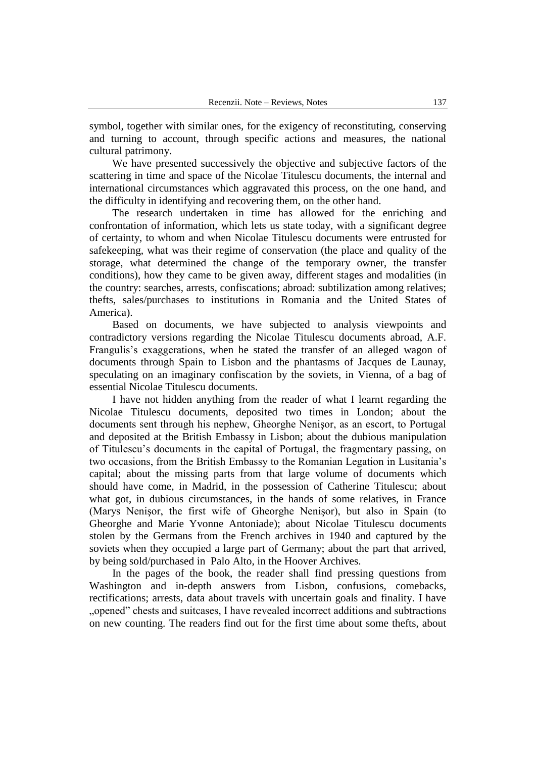symbol, together with similar ones, for the exigency of reconstituting, conserving and turning to account, through specific actions and measures, the national cultural patrimony.

We have presented successively the objective and subjective factors of the scattering in time and space of the Nicolae Titulescu documents, the internal and international circumstances which aggravated this process, on the one hand, and the difficulty in identifying and recovering them, on the other hand.

The research undertaken in time has allowed for the enriching and confrontation of information, which lets us state today, with a significant degree of certainty, to whom and when Nicolae Titulescu documents were entrusted for safekeeping, what was their regime of conservation (the place and quality of the storage, what determined the change of the temporary owner, the transfer conditions), how they came to be given away, different stages and modalities (in the country: searches, arrests, confiscations; abroad: subtilization among relatives; thefts, sales/purchases to institutions in Romania and the United States of America).

Based on documents, we have subjected to analysis viewpoints and contradictory versions regarding the Nicolae Titulescu documents abroad, A.F. Frangulis's exaggerations, when he stated the transfer of an alleged wagon of documents through Spain to Lisbon and the phantasms of Jacques de Launay, speculating on an imaginary confiscation by the soviets, in Vienna, of a bag of essential Nicolae Titulescu documents.

I have not hidden anything from the reader of what I learnt regarding the Nicolae Titulescu documents, deposited two times in London; about the documents sent through his nephew, Gheorghe Nenişor, as an escort, to Portugal and deposited at the British Embassy in Lisbon; about the dubious manipulation of Titulescu's documents in the capital of Portugal, the fragmentary passing, on two occasions, from the British Embassy to the Romanian Legation in Lusitania's capital; about the missing parts from that large volume of documents which should have come, in Madrid, in the possession of Catherine Titulescu; about what got, in dubious circumstances, in the hands of some relatives, in France (Marys Nenişor, the first wife of Gheorghe Nenişor), but also in Spain (to Gheorghe and Marie Yvonne Antoniade); about Nicolae Titulescu documents stolen by the Germans from the French archives in 1940 and captured by the soviets when they occupied a large part of Germany; about the part that arrived, by being sold/purchased in Palo Alto, in the Hoover Archives.

In the pages of the book, the reader shall find pressing questions from Washington and in-depth answers from Lisbon, confusions, comebacks, rectifications; arrests, data about travels with uncertain goals and finality. I have „opened" chests and suitcases, I have revealed incorrect additions and subtractions on new counting. The readers find out for the first time about some thefts, about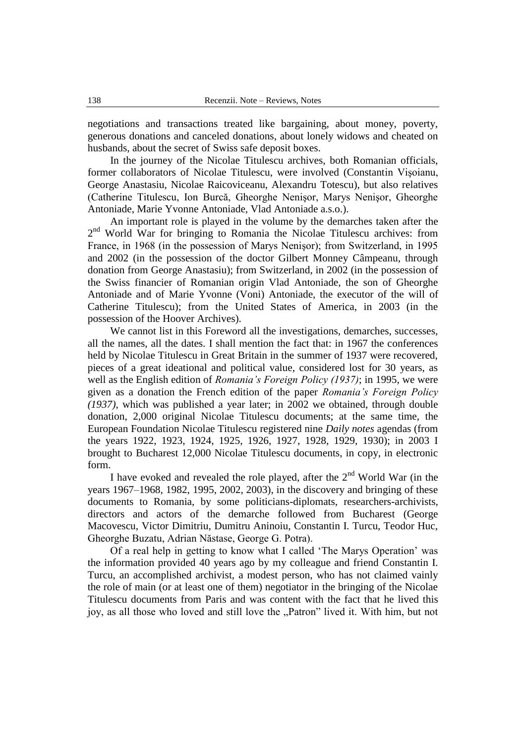negotiations and transactions treated like bargaining, about money, poverty, generous donations and canceled donations, about lonely widows and cheated on husbands, about the secret of Swiss safe deposit boxes.

In the journey of the Nicolae Titulescu archives, both Romanian officials, former collaborators of Nicolae Titulescu, were involved (Constantin Vişoianu, George Anastasiu, Nicolae Raicoviceanu, Alexandru Totescu), but also relatives (Catherine Titulescu, Ion Burcă, Gheorghe Nenişor, Marys Nenişor, Gheorghe Antoniade, Marie Yvonne Antoniade, Vlad Antoniade a.s.o.).

An important role is played in the volume by the demarches taken after the 2nd World War for bringing to Romania the Nicolae Titulescu archives: from France, in 1968 (in the possession of Marys Nenişor); from Switzerland, in 1995 and 2002 (in the possession of the doctor Gilbert Monney Câmpeanu, through donation from George Anastasiu); from Switzerland, in 2002 (in the possession of the Swiss financier of Romanian origin Vlad Antoniade, the son of Gheorghe Antoniade and of Marie Yvonne (Voni) Antoniade, the executor of the will of Catherine Titulescu); from the United States of America, in 2003 (in the possession of the Hoover Archives).

We cannot list in this Foreword all the investigations, demarches, successes, all the names, all the dates. I shall mention the fact that: in 1967 the conferences held by Nicolae Titulescu in Great Britain in the summer of 1937 were recovered, pieces of a great ideational and political value, considered lost for 30 years, as well as the English edition of *Romania's Foreign Policy (1937)*; in 1995, we were given as a donation the French edition of the paper *Romania's Foreign Policy (1937)*, which was published a year later; in 2002 we obtained, through double donation, 2,000 original Nicolae Titulescu documents; at the same time, the European Foundation Nicolae Titulescu registered nine *Daily notes* agendas (from the years 1922, 1923, 1924, 1925, 1926, 1927, 1928, 1929, 1930); in 2003 I brought to Bucharest 12,000 Nicolae Titulescu documents, in copy, in electronic form.

I have evoked and revealed the role played, after the 2nd World War (in the years 1967–1968, 1982, 1995, 2002, 2003), in the discovery and bringing of these documents to Romania, by some politicians-diplomats, researchers-archivists, directors and actors of the demarche followed from Bucharest (George Macovescu, Victor Dimitriu, Dumitru Aninoiu, Constantin I. Turcu, Teodor Huc, Gheorghe Buzatu, Adrian Năstase, George G. Potra).

Of a real help in getting to know what I called 'The Marys Operation' was the information provided 40 years ago by my colleague and friend Constantin I. Turcu, an accomplished archivist, a modest person, who has not claimed vainly the role of main (or at least one of them) negotiator in the bringing of the Nicolae Titulescu documents from Paris and was content with the fact that he lived this joy, as all those who loved and still love the „Patron" lived it. With him, but not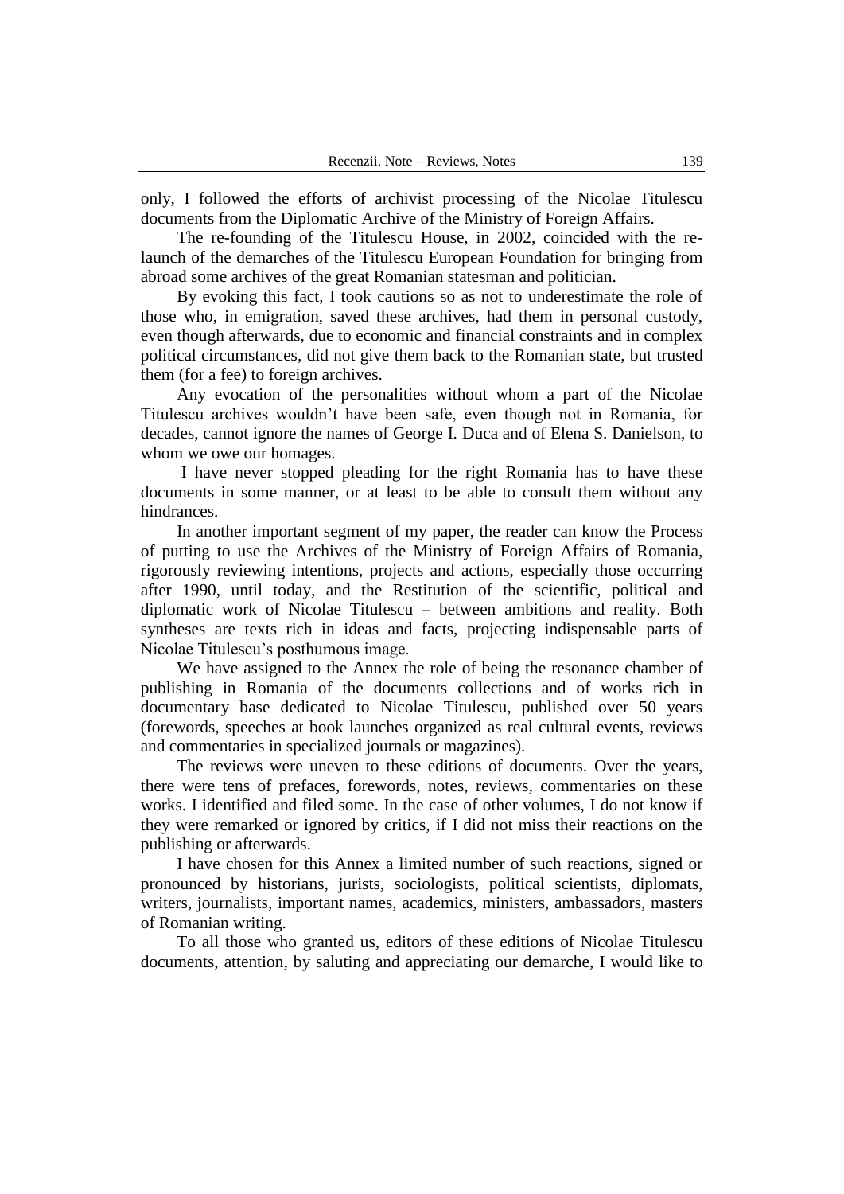only, I followed the efforts of archivist processing of the Nicolae Titulescu documents from the Diplomatic Archive of the Ministry of Foreign Affairs.

The re-founding of the Titulescu House, in 2002, coincided with the re-launch of the demarches of the Titulescu European Foundation for bringing from abroad some archives of the great Romanian statesman and politician.

By evoking this fact, I took cautions so as not to underestimate the role of those who, in emigration, saved these archives, had them in personal custody, even though afterwards, due to economic and financial constraints and in complex political circumstances, did not give them back to the Romanian state, but trusted them (for a fee) to foreign archives.

Any evocation of the personalities without whom a part of the Nicolae Titulescu archives wouldn't have been safe, even though not in Romania, for decades, cannot ignore the names of George I. Duca and of Elena S. Danielson, to whom we owe our homages.

I have never stopped pleading for the right Romania has to have these documents in some manner, or at least to be able to consult them without any hindrances.

In another important segment of my paper, the reader can know the Process of putting to use the Archives of the Ministry of Foreign Affairs of Romania, rigorously reviewing intentions, projects and actions, especially those occurring after 1990, until today, and the Restitution of the scientific, political and diplomatic work of Nicolae Titulescu – between ambitions and reality. Both syntheses are texts rich in ideas and facts, projecting indispensable parts of Nicolae Titulescu's posthumous image.

We have assigned to the Annex the role of being the resonance chamber of publishing in Romania of the documents collections and of works rich in documentary base dedicated to Nicolae Titulescu, published over 50 years (forewords, speeches at book launches organized as real cultural events, reviews and commentaries in specialized journals or magazines).

The reviews were uneven to these editions of documents. Over the years, there were tens of prefaces, forewords, notes, reviews, commentaries on these works. I identified and filed some. In the case of other volumes, I do not know if they were remarked or ignored by critics, if I did not miss their reactions on the publishing or afterwards.

I have chosen for this Annex a limited number of such reactions, signed or pronounced by historians, jurists, sociologists, political scientists, diplomats, writers, journalists, important names, academics, ministers, ambassadors, masters of Romanian writing.

To all those who granted us, editors of these editions of Nicolae Titulescu documents, attention, by saluting and appreciating our demarche, I would like to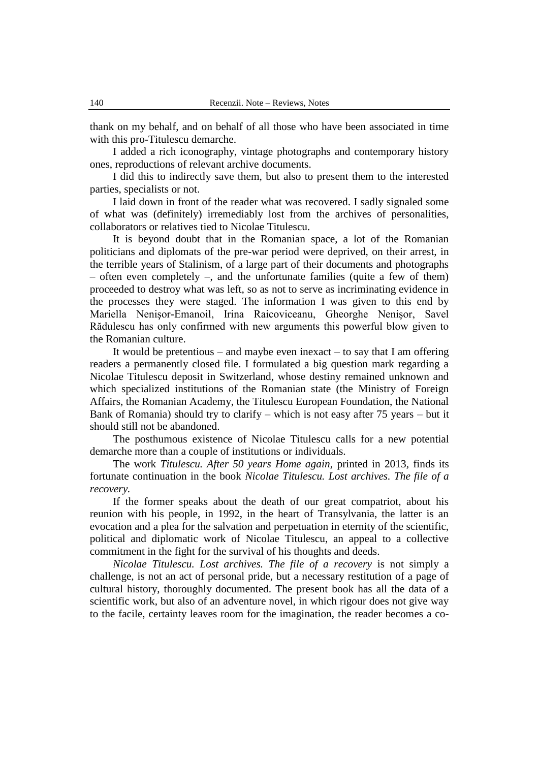thank on my behalf, and on behalf of all those who have been associated in time with this pro-Titulescu demarche.

I added a rich iconography, vintage photographs and contemporary history ones, reproductions of relevant archive documents.

I did this to indirectly save them, but also to present them to the interested parties, specialists or not.

I laid down in front of the reader what was recovered. I sadly signaled some of what was (definitely) irremediably lost from the archives of personalities, collaborators or relatives tied to Nicolae Titulescu.

It is beyond doubt that in the Romanian space, a lot of the Romanian politicians and diplomats of the pre-war period were deprived, on their arrest, in the terrible years of Stalinism, of a large part of their documents and photographs – often even completely –, and the unfortunate families (quite a few of them) proceeded to destroy what was left, so as not to serve as incriminating evidence in the processes they were staged. The information I was given to this end by Mariella Nenişor-Emanoil, Irina Raicoviceanu, Gheorghe Nenişor, Savel Rădulescu has only confirmed with new arguments this powerful blow given to the Romanian culture.

It would be pretentious – and maybe even inexact – to say that I am offering readers a permanently closed file. I formulated a big question mark regarding a Nicolae Titulescu deposit in Switzerland, whose destiny remained unknown and which specialized institutions of the Romanian state (the Ministry of Foreign Affairs, the Romanian Academy, the Titulescu European Foundation, the National Bank of Romania) should try to clarify – which is not easy after 75 years – but it should still not be abandoned.

The posthumous existence of Nicolae Titulescu calls for a new potential demarche more than a couple of institutions or individuals.

The work *Titulescu. After 50 years Home again*, printed in 2013, finds its fortunate continuation in the book *Nicolae Titulescu. Lost archives. The file of a recovery.*

If the former speaks about the death of our great compatriot, about his reunion with his people, in 1992, in the heart of Transylvania, the latter is an evocation and a plea for the salvation and perpetuation in eternity of the scientific, political and diplomatic work of Nicolae Titulescu, an appeal to a collective commitment in the fight for the survival of his thoughts and deeds.

*Nicolae Titulescu. Lost archives. The file of a recovery* is not simply a challenge, is not an act of personal pride, but a necessary restitution of a page of cultural history, thoroughly documented. The present book has all the data of a scientific work, but also of an adventure novel, in which rigour does not give way to the facile, certainty leaves room for the imagination, the reader becomes a co-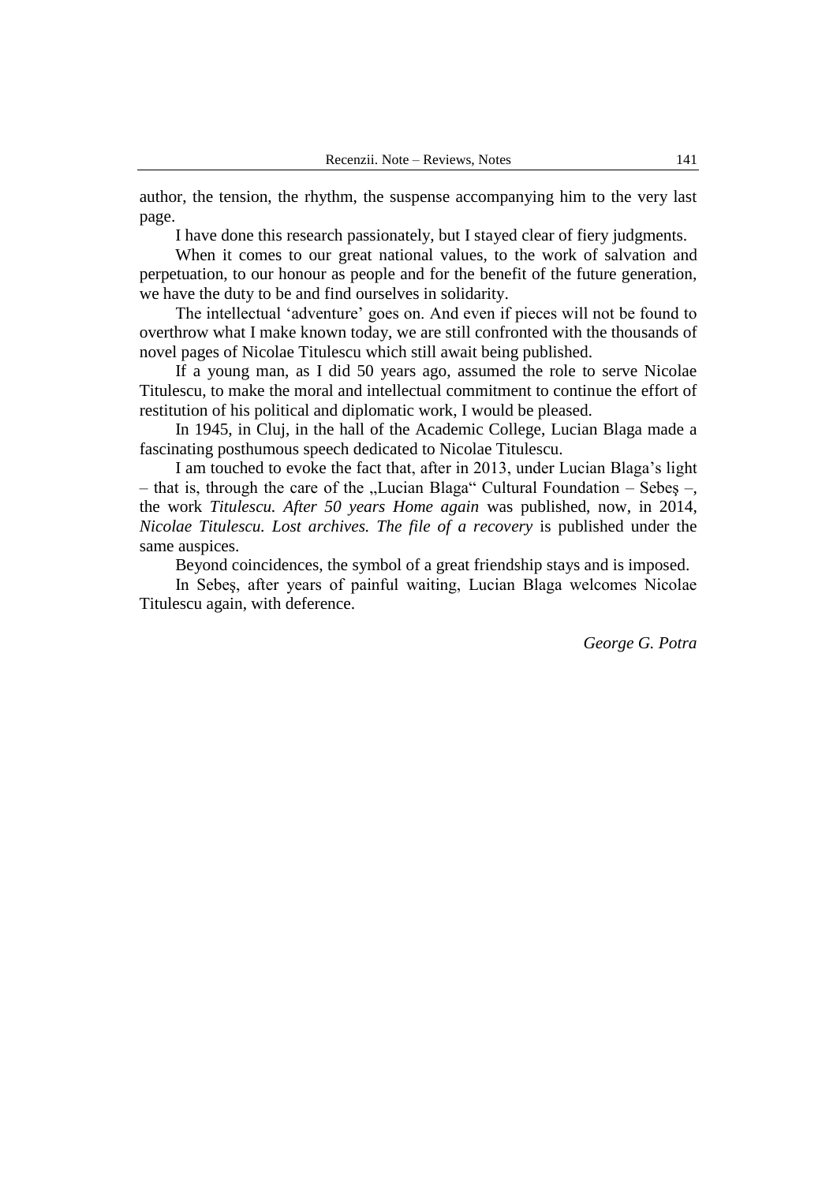author, the tension, the rhythm, the suspense accompanying him to the very last page.

I have done this research passionately, but I stayed clear of fiery judgments.

When it comes to our great national values, to the work of salvation and perpetuation, to our honour as people and for the benefit of the future generation, we have the duty to be and find ourselves in solidarity.

The intellectual 'adventure' goes on. And even if pieces will not be found to overthrow what I make known today, we are still confronted with the thousands of novel pages of Nicolae Titulescu which still await being published.

If a young man, as I did 50 years ago, assumed the role to serve Nicolae Titulescu, to make the moral and intellectual commitment to continue the effort of restitution of his political and diplomatic work, I would be pleased.

In 1945, in Cluj, in the hall of the Academic College, Lucian Blaga made a fascinating posthumous speech dedicated to Nicolae Titulescu.

I am touched to evoke the fact that, after in 2013, under Lucian Blaga's light – that is, through the care of the „Lucian Blaga" Cultural Foundation – Sebeş –, the work *Titulescu. After 50 years Home again* was published, now, in 2014, *Nicolae Titulescu. Lost archives. The file of a recovery* is published under the same auspices.

Beyond coincidences, the symbol of a great friendship stays and is imposed.

In Sebeş, after years of painful waiting, Lucian Blaga welcomes Nicolae Titulescu again, with deference.

*George G. Potra*